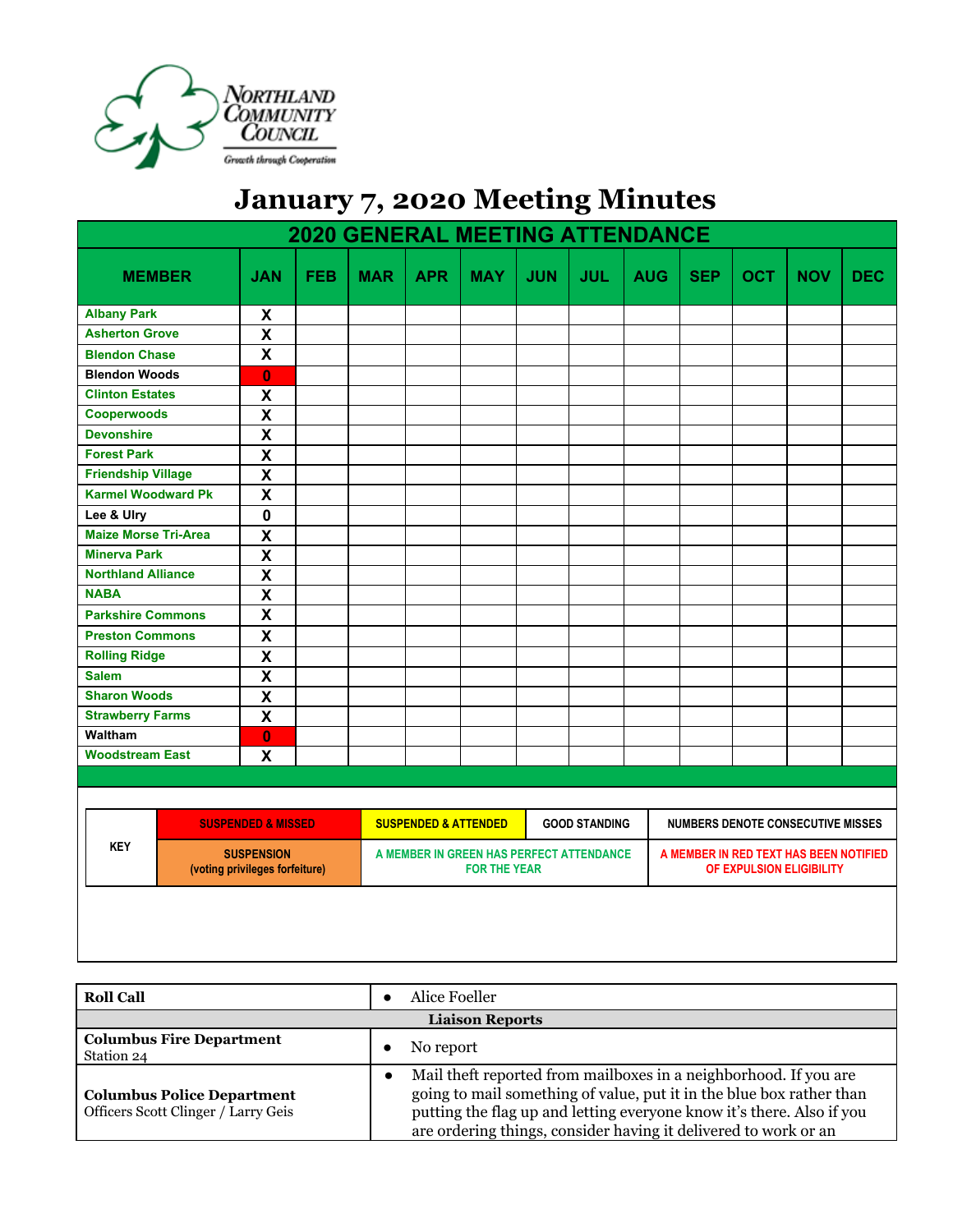Northland Community Council
Growth through Cooperation

# January 7, 2020 Meeting Minutes

| 2020 GENERAL MEETING ATTENDANCE | | | | | | | | | | | | |
|---|---|---|---|---|---|---|---|---|---|---|---|---|
| MEMBER | JAN | FEB | MAR | APR | MAY | JUN | JUL | AUG | SEP | OCT | NOV | DEC |
| Albany Park | X | | | | | | | | | | | |
| Asherton Grove | X | | | | | | | | | | | |
| Blendon Chase | X | | | | | | | | | | | |
| Blendon Woods | 0 | | | | | | | | | | | |
| Clinton Estates | X | | | | | | | | | | | |
| Cooperwoods | X | | | | | | | | | | | |
| Devonshire | X | | | | | | | | | | | |
| Forest Park | X | | | | | | | | | | | |
| Friendship Village | X | | | | | | | | | | | |
| Karmel Woodward Pk | X | | | | | | | | | | | |
| Lee & Ulry | 0 | | | | | | | | | | | |
| Maize Morse Tri-Area | X | | | | | | | | | | | |
| Minerva Park | X | | | | | | | | | | | |
| Northland Alliance | X | | | | | | | | | | | |
| NABA | X | | | | | | | | | | | |
| Parkshire Commons | X | | | | | | | | | | | |
| Preston Commons | X | | | | | | | | | | | |
| Rolling Ridge | X | | | | | | | | | | | |
| Salem | X | | | | | | | | | | | |
| Sharon Woods | X | | | | | | | | | | | |
| Strawberry Farms | X | | | | | | | | | | | |
| Waltham | 0 | | | | | | | | | | | |
| Woodstream East | X | | | | | | | | | | | |

| KEY | | | | |
|---|---|---|---|---|
| KEY | SUSPENDED & MISSED | SUSPENDED & ATTENDED | GOOD STANDING | NUMBERS DENOTE CONSECUTIVE MISSES |
| | SUSPENSION (voting privileges forfeiture) | A MEMBER IN GREEN HAS PERFECT ATTENDANCE FOR THE YEAR | | A MEMBER IN RED TEXT HAS BEEN NOTIFIED OF EXPULSION ELIGIBILITY |

| **Roll Call** | • Alice Foeller |
|---|---|
| **Liaison Reports** | |
| **Columbus Fire Department** Station 24 | • No report |
| **Columbus Police Department** Officers Scott Clinger / Larry Geis | • Mail theft reported from mailboxes in a neighborhood. If you are going to mail something of value, put it in the blue box rather than putting the flag up and letting everyone know it's there. Also if you are ordering things, consider having it delivered to work or an |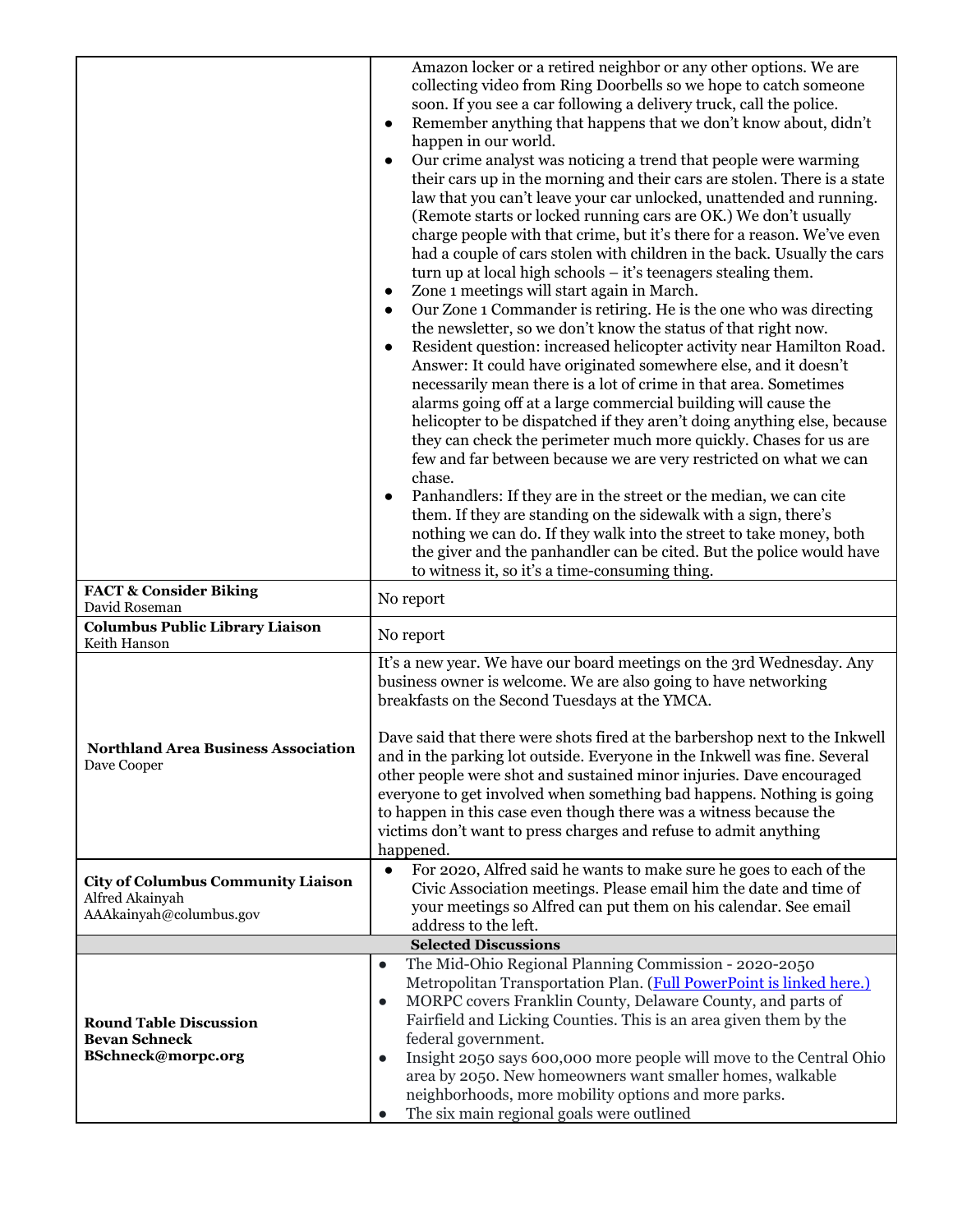| | |
|---|---|
| | Amazon locker or a retired neighbor or any other options. We are collecting video from Ring Doorbells so we hope to catch someone soon. If you see a car following a delivery truck, call the police.<br>● Remember anything that happens that we don't know about, didn't happen in our world.<br>● Our crime analyst was noticing a trend that people were warming their cars up in the morning and their cars are stolen. There is a state law that you can't leave your car unlocked, unattended and running. (Remote starts or locked running cars are OK.) We don't usually charge people with that crime, but it's there for a reason. We've even had a couple of cars stolen with children in the back. Usually the cars turn up at local high schools – it's teenagers stealing them.<br>● Zone 1 meetings will start again in March.<br>● Our Zone 1 Commander is retiring. He is the one who was directing the newsletter, so we don't know the status of that right now.<br>● Resident question: increased helicopter activity near Hamilton Road. Answer: It could have originated somewhere else, and it doesn't necessarily mean there is a lot of crime in that area. Sometimes alarms going off at a large commercial building will cause the helicopter to be dispatched if they aren't doing anything else, because they can check the perimeter much more quickly. Chases for us are few and far between because we are very restricted on what we can chase.<br>● Panhandlers: If they are in the street or the median, we can cite them. If they are standing on the sidewalk with a sign, there's nothing we can do. If they walk into the street to take money, both the giver and the panhandler can be cited. But the police would have to witness it, so it's a time-consuming thing. |
| **FACT & Consider Biking**<br>David Roseman | No report |
| **Columbus Public Library Liaison**<br>Keith Hanson | No report |
| **Northland Area Business Association**<br>Dave Cooper | It's a new year. We have our board meetings on the 3rd Wednesday. Any business owner is welcome. We are also going to have networking breakfasts on the Second Tuesdays at the YMCA.<br><br>Dave said that there were shots fired at the barbershop next to the Inkwell and in the parking lot outside. Everyone in the Inkwell was fine. Several other people were shot and sustained minor injuries. Dave encouraged everyone to get involved when something bad happens. Nothing is going to happen in this case even though there was a witness because the victims don't want to press charges and refuse to admit anything happened. |
| **City of Columbus Community Liaison**<br>Alfred Akainyah<br>AAAkainyah@columbus.gov | ● For 2020, Alfred said he wants to make sure he goes to each of the Civic Association meetings. Please email him the date and time of your meetings so Alfred can put them on his calendar. See email address to the left. |
| **Selected Discussions** | |
| **Round Table Discussion**<br>**Bevan Schneck**<br>**BSchneck@morpc.org** | ● The Mid-Ohio Regional Planning Commission - 2020-2050 Metropolitan Transportation Plan. (Full PowerPoint is linked here.)<br>● MORPC covers Franklin County, Delaware County, and parts of Fairfield and Licking Counties. This is an area given them by the federal government.<br>● Insight 2050 says 600,000 more people will move to the Central Ohio area by 2050. New homeowners want smaller homes, walkable neighborhoods, more mobility options and more parks.<br>● The six main regional goals were outlined |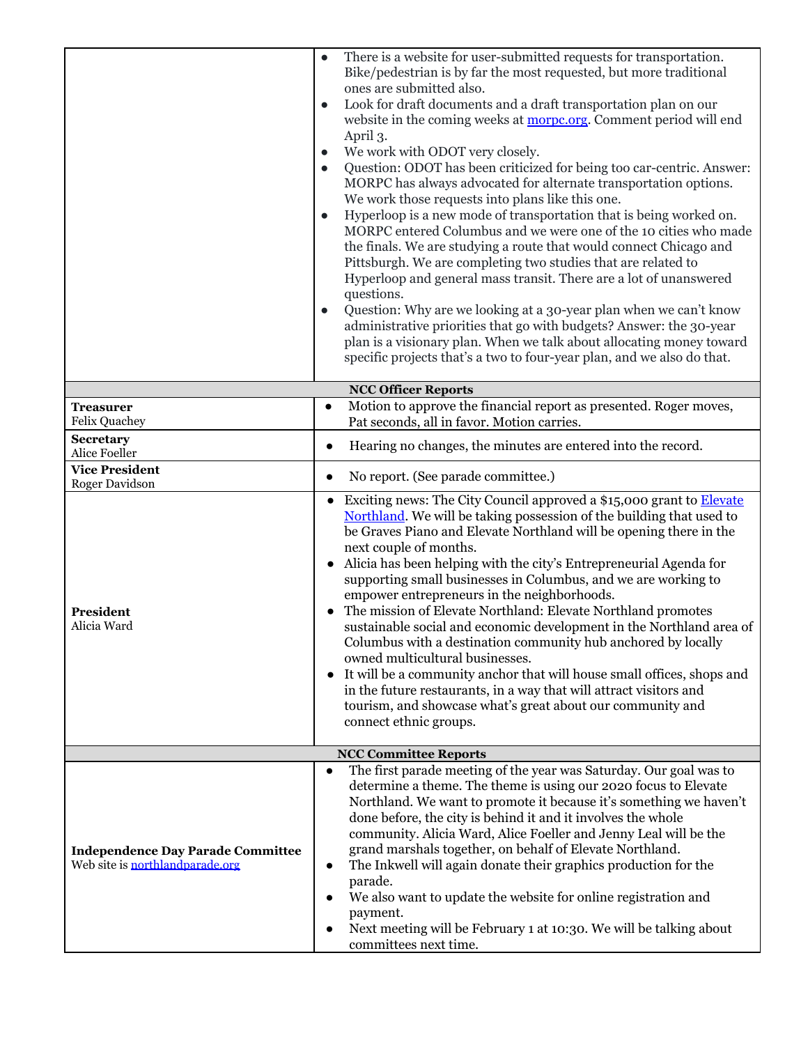| | |
|---|---|
| | • There is a website for user-submitted requests for transportation. Bike/pedestrian is by far the most requested, but more traditional ones are submitted also.<br>• Look for draft documents and a draft transportation plan on our website in the coming weeks at [morpc.org](morpc.org). Comment period will end April 3.<br>• We work with ODOT very closely.<br>• Question: ODOT has been criticized for being too car-centric. Answer: MORPC has always advocated for alternate transportation options. We work those requests into plans like this one.<br>• Hyperloop is a new mode of transportation that is being worked on. MORPC entered Columbus and we were one of the 10 cities who made the finals. We are studying a route that would connect Chicago and Pittsburgh. We are completing two studies that are related to Hyperloop and general mass transit. There are a lot of unanswered questions.<br>• Question: Why are we looking at a 30-year plan when we can't know administrative priorities that go with budgets? Answer: the 30-year plan is a visionary plan. When we talk about allocating money toward specific projects that's a two to four-year plan, and we also do that. |
| **NCC Officer Reports** | |
| **Treasurer**<br>Felix Quachey | • Motion to approve the financial report as presented. Roger moves, Pat seconds, all in favor. Motion carries. |
| **Secretary**<br>Alice Foeller | • Hearing no changes, the minutes are entered into the record. |
| **Vice President**<br>Roger Davidson | • No report. (See parade committee.) |
| **President**<br>Alicia Ward | • Exciting news: The City Council approved a $15,000 grant to [Elevate Northland](Elevate Northland). We will be taking possession of the building that used to be Graves Piano and Elevate Northland will be opening there in the next couple of months.<br>• Alicia has been helping with the city's Entrepreneurial Agenda for supporting small businesses in Columbus, and we are working to empower entrepreneurs in the neighborhoods.<br>• The mission of Elevate Northland: Elevate Northland promotes sustainable social and economic development in the Northland area of Columbus with a destination community hub anchored by locally owned multicultural businesses.<br>• It will be a community anchor that will house small offices, shops and in the future restaurants, in a way that will attract visitors and tourism, and showcase what's great about our community and connect ethnic groups. |
| **NCC Committee Reports** | |
| **Independence Day Parade Committee**<br>Web site is [northlandparade.org](northlandparade.org) | • The first parade meeting of the year was Saturday. Our goal was to determine a theme. The theme is using our 2020 focus to Elevate Northland. We want to promote it because it's something we haven't done before, the city is behind it and it involves the whole community. Alicia Ward, Alice Foeller and Jenny Leal will be the grand marshals together, on behalf of Elevate Northland.<br>• The Inkwell will again donate their graphics production for the parade.<br>• We also want to update the website for online registration and payment.<br>• Next meeting will be February 1 at 10:30. We will be talking about committees next time. |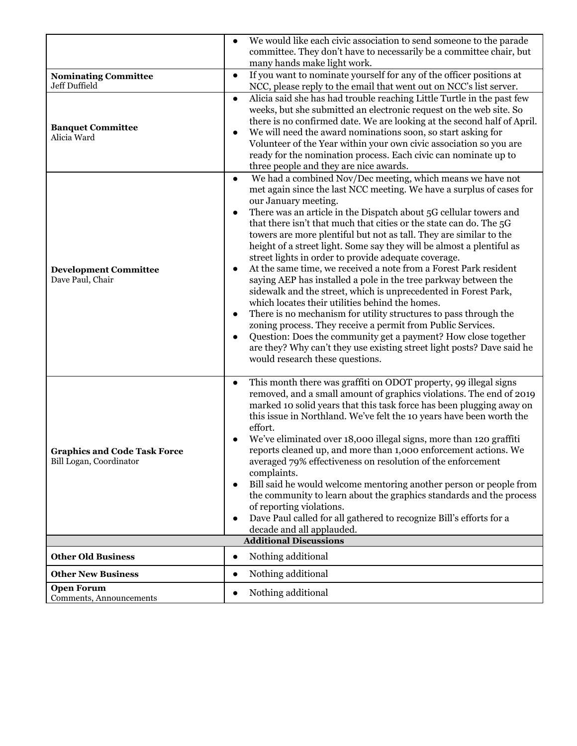| | |
|---|---|
| | • We would like each civic association to send someone to the parade committee. They don't have to necessarily be a committee chair, but many hands make light work. |
| **Nominating Committee**<br>Jeff Duffield | • If you want to nominate yourself for any of the officer positions at NCC, please reply to the email that went out on NCC's list server. |
| **Banquet Committee**<br>Alicia Ward | • Alicia said she has had trouble reaching Little Turtle in the past few weeks, but she submitted an electronic request on the web site. So there is no confirmed date. We are looking at the second half of April.<br>• We will need the award nominations soon, so start asking for Volunteer of the Year within your own civic association so you are ready for the nomination process. Each civic can nominate up to three people and they are nice awards. |
| **Development Committee**<br>Dave Paul, Chair | • We had a combined Nov/Dec meeting, which means we have not met again since the last NCC meeting. We have a surplus of cases for our January meeting.<br>• There was an article in the Dispatch about 5G cellular towers and that there isn't that much that cities or the state can do. The 5G towers are more plentiful but not as tall. They are similar to the height of a street light. Some say they will be almost a plentiful as street lights in order to provide adequate coverage.<br>• At the same time, we received a note from a Forest Park resident saying AEP has installed a pole in the tree parkway between the sidewalk and the street, which is unprecedented in Forest Park, which locates their utilities behind the homes.<br>• There is no mechanism for utility structures to pass through the zoning process. They receive a permit from Public Services.<br>• Question: Does the community get a payment? How close together are they? Why can't they use existing street light posts? Dave said he would research these questions. |
| **Graphics and Code Task Force**<br>Bill Logan, Coordinator | • This month there was graffiti on ODOT property, 99 illegal signs removed, and a small amount of graphics violations. The end of 2019 marked 10 solid years that this task force has been plugging away on this issue in Northland. We've felt the 10 years have been worth the effort.<br>• We've eliminated over 18,000 illegal signs, more than 120 graffiti reports cleaned up, and more than 1,000 enforcement actions. We averaged 79% effectiveness on resolution of the enforcement complaints.<br>• Bill said he would welcome mentoring another person or people from the community to learn about the graphics standards and the process of reporting violations.<br>• Dave Paul called for all gathered to recognize Bill's efforts for a decade and all applauded. |
| **Additional Discussions** | |
| **Other Old Business** | • Nothing additional |
| **Other New Business** | • Nothing additional |
| **Open Forum**<br>Comments, Announcements | • Nothing additional |